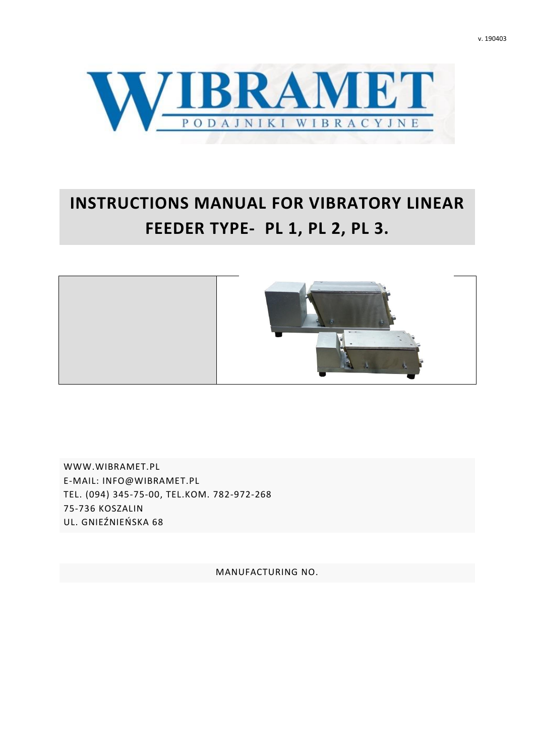v. 190403

WIBRAMET

PODAJNIKI WIBRACYJNE

# INSTRUCTIONS MANUAL FOR VIBRATORY LINEAR FEEDER TYPE- PL 1, PL 2, PL 3.

WWW.WIBRAMET.PL
E-MAIL: INFO@WIBRAMET.PL
TEL. (094) 345-75-00, TEL.KOM. 782-972-268
75-736 KOSZALIN
UL. GNIEŹNIEŃSKA 68

MANUFACTURING NO.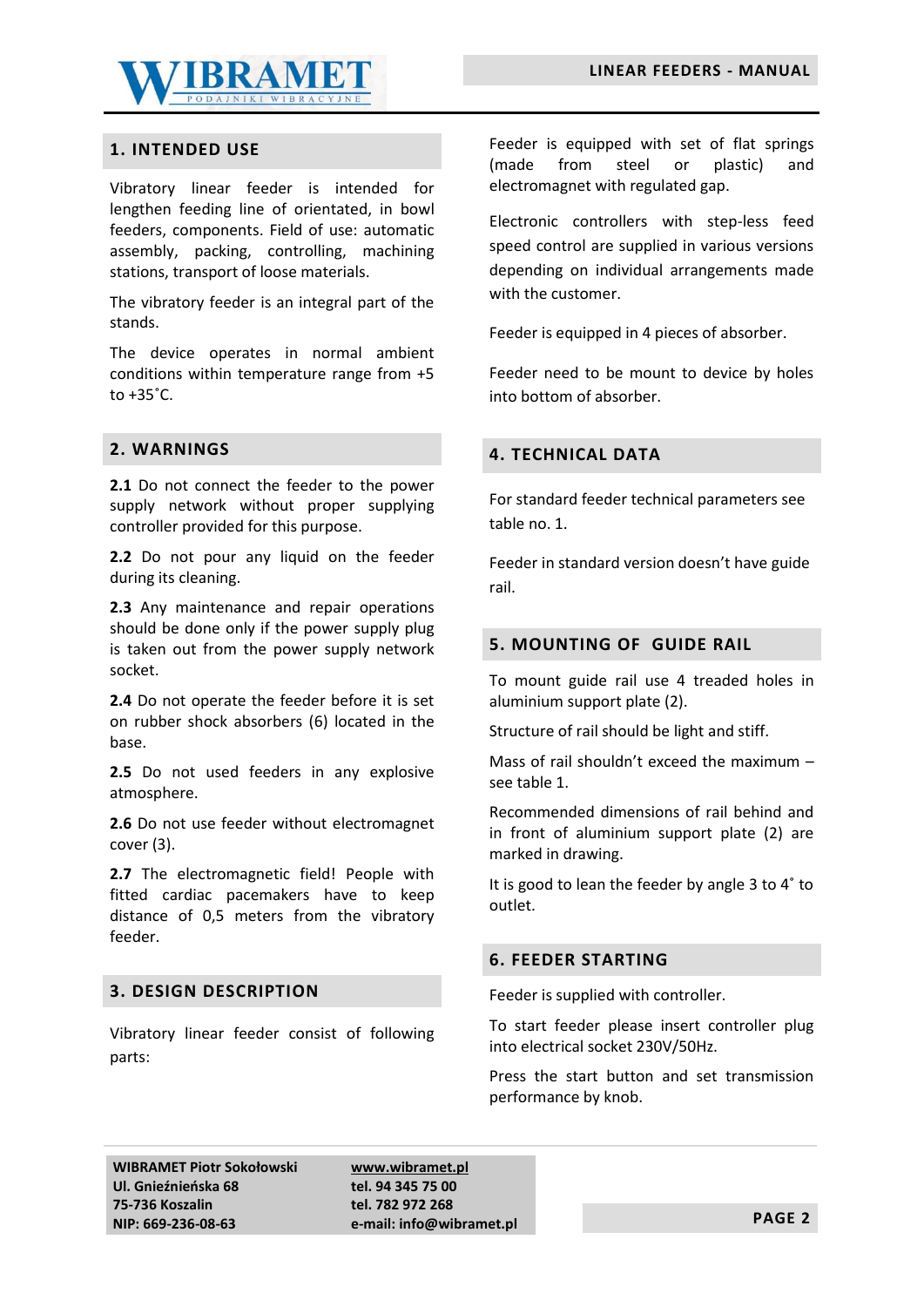## 1. INTENDED USE

Vibratory linear feeder is intended for lengthen feeding line of orientated, in bowl feeders, components. Field of use: automatic assembly, packing, controlling, machining stations, transport of loose materials.

The vibratory feeder is an integral part of the stands.

The device operates in normal ambient conditions within temperature range from +5 to +35˚C.

## 2. WARNINGS

**2.1** Do not connect the feeder to the power supply network without proper supplying controller provided for this purpose.

**2.2** Do not pour any liquid on the feeder during its cleaning.

**2.3** Any maintenance and repair operations should be done only if the power supply plug is taken out from the power supply network socket.

**2.4** Do not operate the feeder before it is set on rubber shock absorbers (6) located in the base.

**2.5** Do not used feeders in any explosive atmosphere.

**2.6** Do not use feeder without electromagnet cover (3).

**2.7** The electromagnetic field! People with fitted cardiac pacemakers have to keep distance of 0,5 meters from the vibratory feeder.

## 3. DESIGN DESCRIPTION

Vibratory linear feeder consist of following parts:

Feeder is equipped with set of flat springs (made from steel or plastic) and electromagnet with regulated gap.

Electronic controllers with step-less feed speed control are supplied in various versions depending on individual arrangements made with the customer.

Feeder is equipped in 4 pieces of absorber.

Feeder need to be mount to device by holes into bottom of absorber.

## 4. TECHNICAL DATA

For standard feeder technical parameters see table no. 1.

Feeder in standard version doesn't have guide rail.

## 5. MOUNTING OF GUIDE RAIL

To mount guide rail use 4 treaded holes in aluminium support plate (2).

Structure of rail should be light and stiff.

Mass of rail shouldn't exceed the maximum – see table 1.

Recommended dimensions of rail behind and in front of aluminium support plate (2) are marked in drawing.

It is good to lean the feeder by angle 3 to 4˚ to outlet.

## 6. FEEDER STARTING

Feeder is supplied with controller.

To start feeder please insert controller plug into electrical socket 230V/50Hz.

Press the start button and set transmission performance by knob.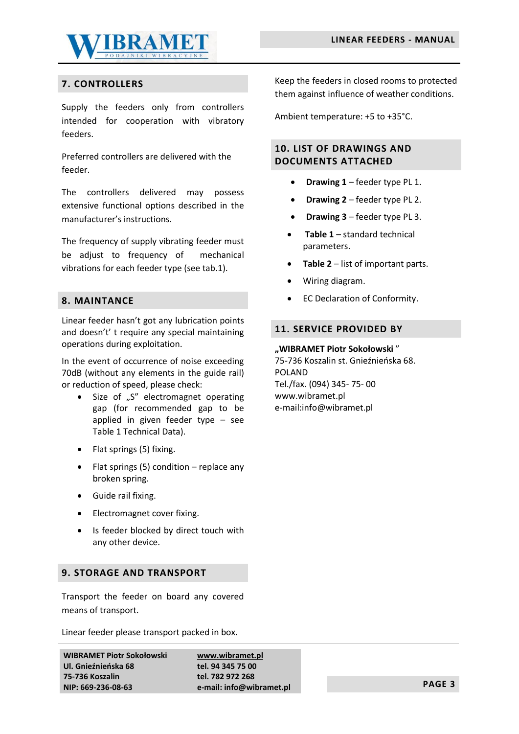## 7. CONTROLLERS

Supply the feeders only from controllers intended for cooperation with vibratory feeders.

Preferred controllers are delivered with the feeder.

The controllers delivered may possess extensive functional options described in the manufacturer's instructions.

The frequency of supply vibrating feeder must be adjust to frequency of mechanical vibrations for each feeder type (see tab.1).

## 8. MAINTANCE

Linear feeder hasn't got any lubrication points and doesn't' t require any special maintaining operations during exploitation.

In the event of occurrence of noise exceeding 70dB (without any elements in the guide rail) or reduction of speed, please check:

- Size of „S" electromagnet operating gap (for recommended gap to be applied in given feeder type – see Table 1 Technical Data).
- Flat springs (5) fixing.
- Flat springs (5) condition – replace any broken spring.
- Guide rail fixing.
- Electromagnet cover fixing.
- Is feeder blocked by direct touch with any other device.

## 9. STORAGE AND TRANSPORT

Transport the feeder on board any covered means of transport.

Linear feeder please transport packed in box.

Keep the feeders in closed rooms to protected them against influence of weather conditions.

Ambient temperature: +5 to +35°C.

## 10. LIST OF DRAWINGS AND DOCUMENTS ATTACHED

- **Drawing 1** – feeder type PL 1.
- **Drawing 2** – feeder type PL 2.
- **Drawing 3** – feeder type PL 3.
- **Table 1** – standard technical parameters.
- **Table 2** – list of important parts.
- Wiring diagram.
- EC Declaration of Conformity.

## 11. SERVICE PROVIDED BY

**„WIBRAMET Piotr Sokołowski "**
75-736 Koszalin st. Gnieźnieńska 68.
POLAND
Tel./fax. (094) 345- 75- 00
www.wibramet.pl
e-mail:info@wibramet.pl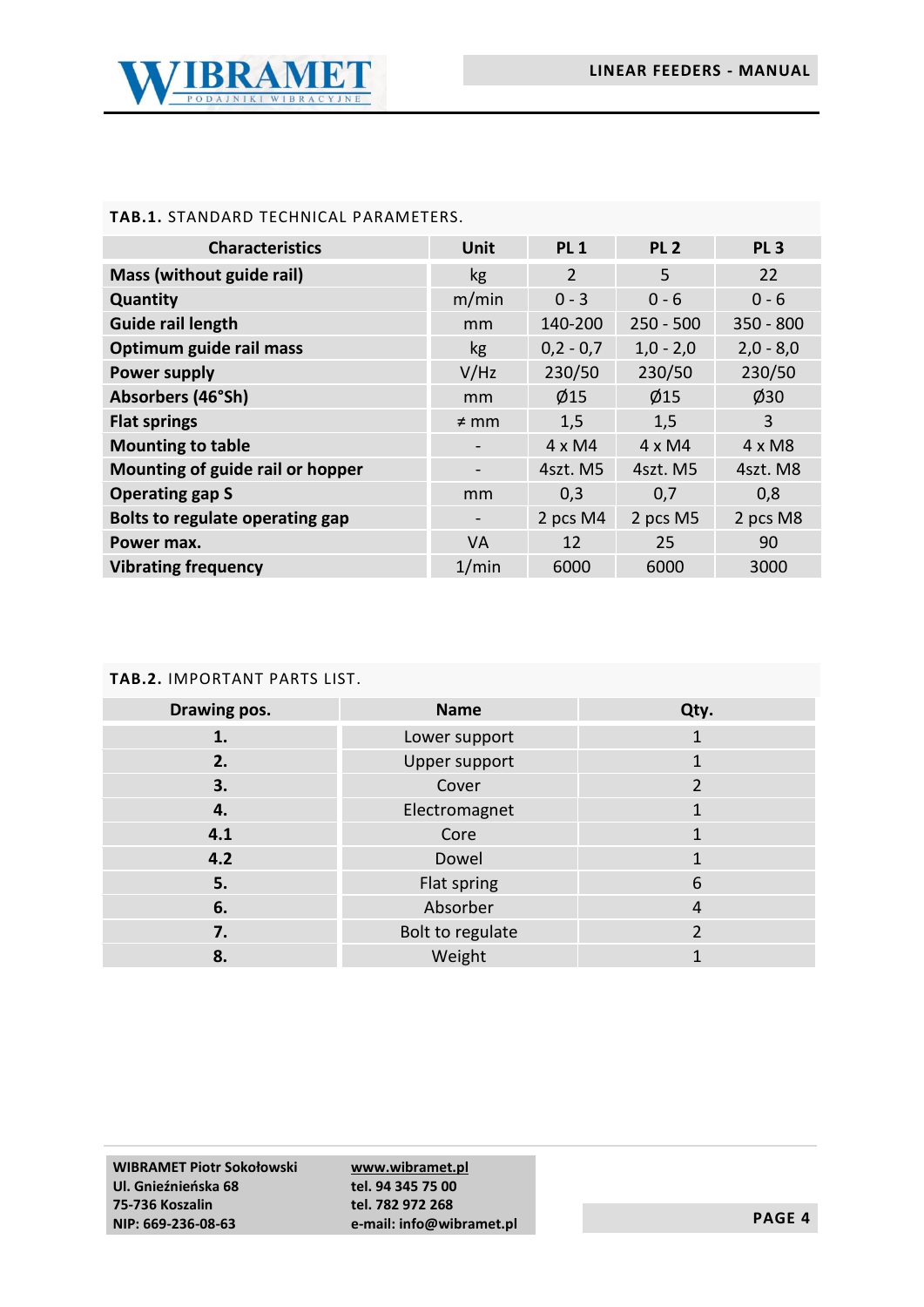**TAB.1.** STANDARD TECHNICAL PARAMETERS.

| Characteristics | Unit | PL 1 | PL 2 | PL 3 |
|---|---|---|---|---|
| **Mass (without guide rail)** | kg | 2 | 5 | 22 |
| **Quantity** | m/min | 0 - 3 | 0 - 6 | 0 - 6 |
| **Guide rail length** | mm | 140-200 | 250 - 500 | 350 - 800 |
| **Optimum guide rail mass** | kg | 0,2 - 0,7 | 1,0 - 2,0 | 2,0 - 8,0 |
| **Power supply** | V/Hz | 230/50 | 230/50 | 230/50 |
| **Absorbers (46°Sh)** | mm | Ø15 | Ø15 | Ø30 |
| **Flat springs** | ≠ mm | 1,5 | 1,5 | 3 |
| **Mounting to table** | - | 4 x M4 | 4 x M4 | 4 x M8 |
| **Mounting of guide rail or hopper** | - | 4szt. M5 | 4szt. M5 | 4szt. M8 |
| **Operating gap S** | mm | 0,3 | 0,7 | 0,8 |
| **Bolts to regulate operating gap** | - | 2 pcs M4 | 2 pcs M5 | 2 pcs M8 |
| **Power max.** | VA | 12 | 25 | 90 |
| **Vibrating frequency** | 1/min | 6000 | 6000 | 3000 |

**TAB.2.** IMPORTANT PARTS LIST.

| Drawing pos. | Name | Qty. |
|---|---|---|
| **1.** | Lower support | 1 |
| **2.** | Upper support | 1 |
| **3.** | Cover | 2 |
| **4.** | Electromagnet | 1 |
| **4.1** | Core | 1 |
| **4.2** | Dowel | 1 |
| **5.** | Flat spring | 6 |
| **6.** | Absorber | 4 |
| **7.** | Bolt to regulate | 2 |
| **8.** | Weight | 1 |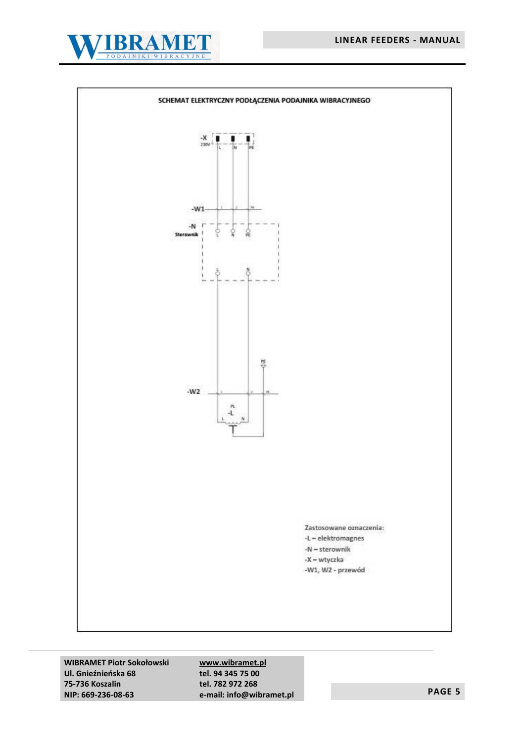SCHEMAT ELEKTRYCZNY PODŁĄCZENIA PODAJNIKA WIBRACYJNEGO

-X
230V
L N PE

-W1

-N
Sterownik
L N PE

L N

PE

-W2

PL
-L
L N

Zastosowane oznaczenia:
-L – elektromagnes
-N – sterownik
-X – wtyczka
-W1, W2 - przewód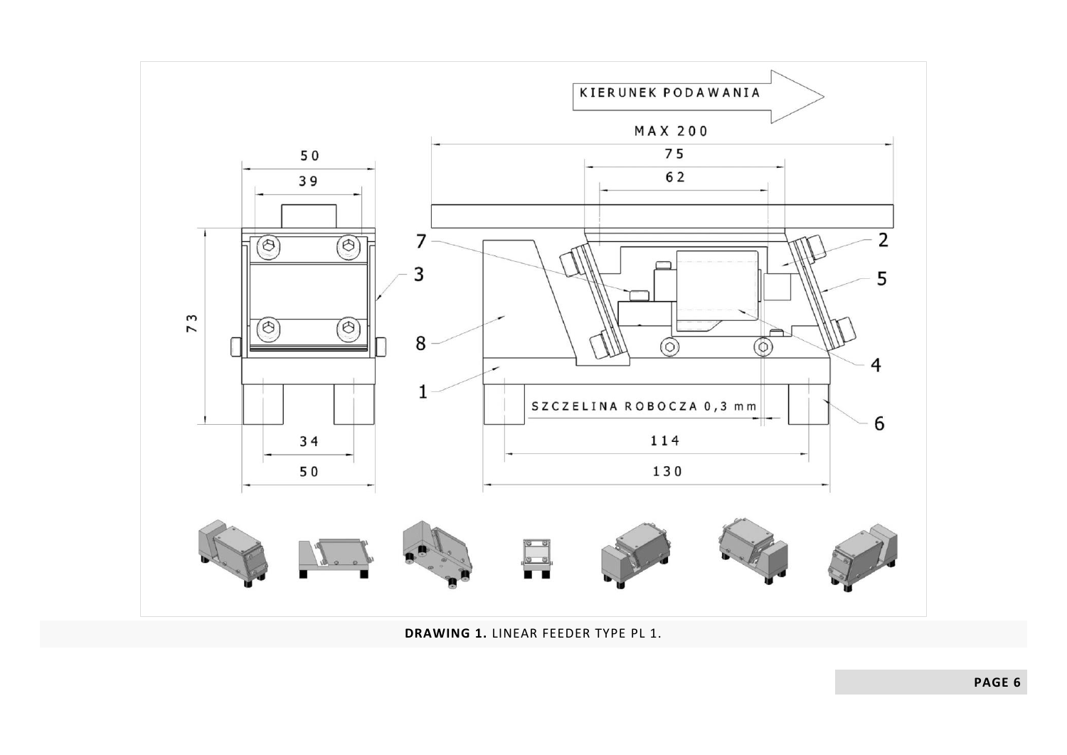KIERUNEK PODAWANIA

MAX 200

SZCZELINA ROBOCZA 0,3 mm

**DRAWING 1.** LINEAR FEEDER TYPE PL 1.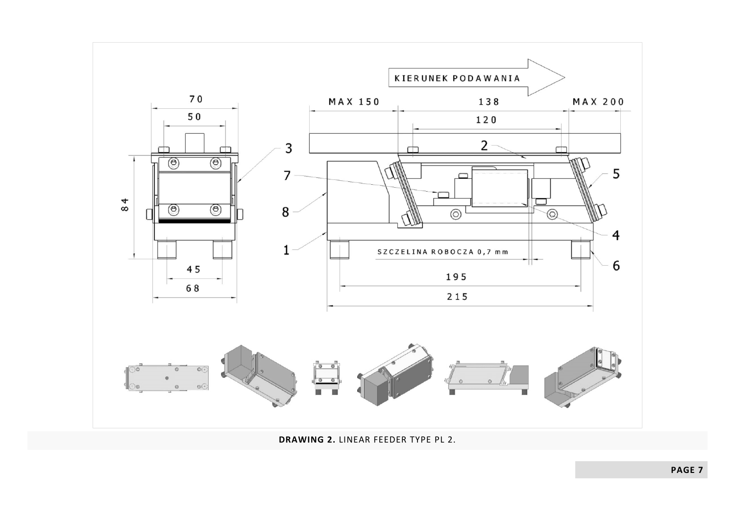**DRAWING 2.** LINEAR FEEDER TYPE PL 2.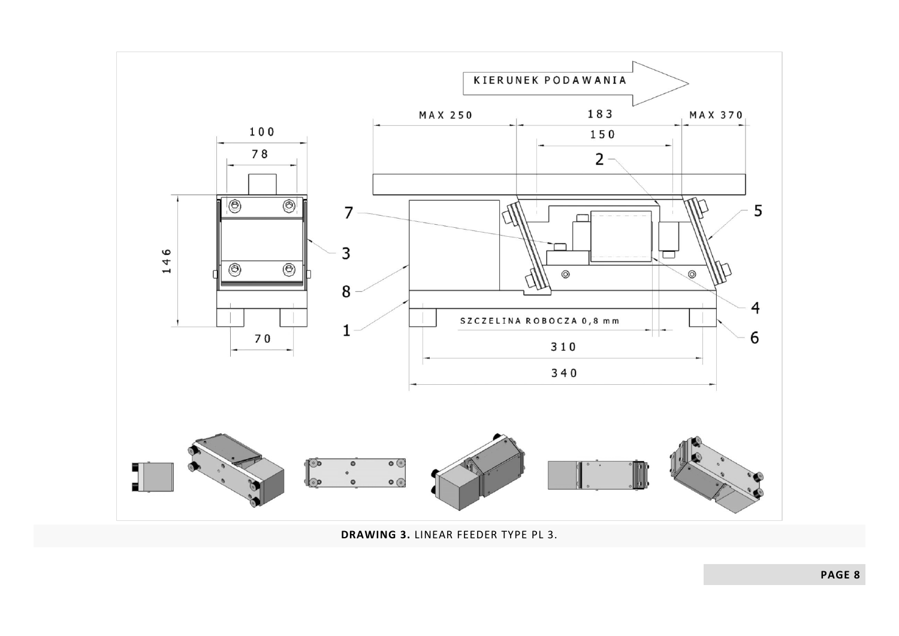KIERUNEK PODAWANIA

MAX 250

183

MAX 370

150

100

78

2

5

7

3

146

8

4

1

SZCZELINA ROBOCZA 0,8 mm

6

70

310

340

**DRAWING 3.** LINEAR FEEDER TYPE PL 3.